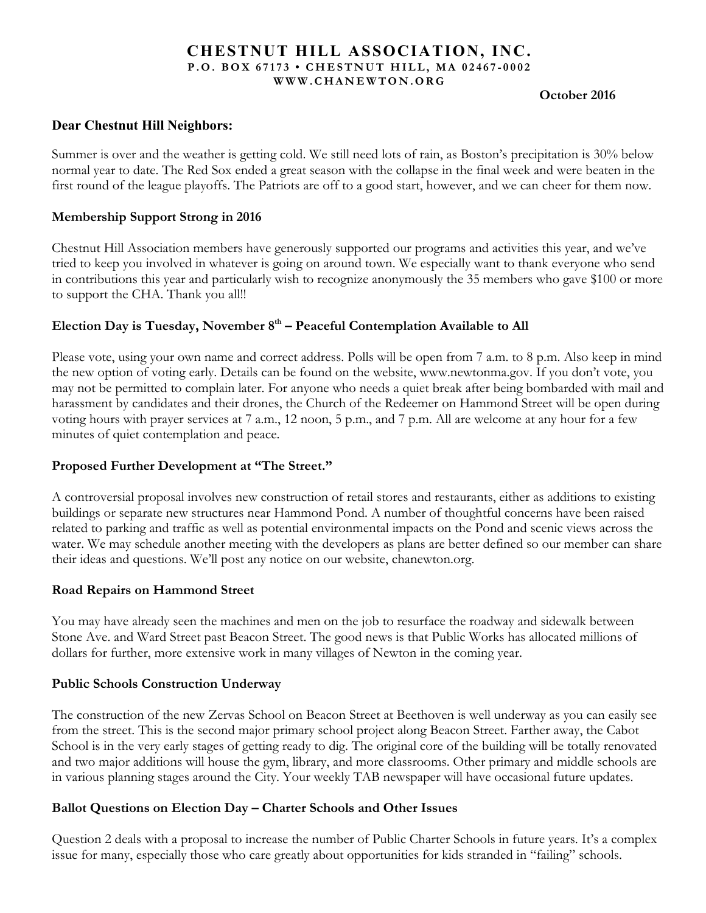# CHESTNUT HILL ASSOCIATION, INC.

**P.O. BOX 67173 • CHESTNUT HILL, MA 02467-0002**

**WWW.CHANEWTON.ORG**

**October 2016**

**Dear Chestnut Hill Neighbors:**

Summer is over and the weather is getting cold. We still need lots of rain, as Boston's precipitation is 30% below normal year to date. The Red Sox ended a great season with the collapse in the final week and were beaten in the first round of the league playoffs. The Patriots are off to a good start, however, and we can cheer for them now.

### Membership Support Strong in 2016

Chestnut Hill Association members have generously supported our programs and activities this year, and we've tried to keep you involved in whatever is going on around town. We especially want to thank everyone who send in contributions this year and particularly wish to recognize anonymously the 35 members who gave $100 or more to support the CHA. Thank you all!!

### Election Day is Tuesday, November 8th – Peaceful Contemplation Available to All

Please vote, using your own name and correct address. Polls will be open from 7 a.m. to 8 p.m. Also keep in mind the new option of voting early. Details can be found on the website, www.newtonma.gov. If you don't vote, you may not be permitted to complain later. For anyone who needs a quiet break after being bombarded with mail and harassment by candidates and their drones, the Church of the Redeemer on Hammond Street will be open during voting hours with prayer services at 7 a.m., 12 noon, 5 p.m., and 7 p.m. All are welcome at any hour for a few minutes of quiet contemplation and peace.

### Proposed Further Development at "The Street."

A controversial proposal involves new construction of retail stores and restaurants, either as additions to existing buildings or separate new structures near Hammond Pond. A number of thoughtful concerns have been raised related to parking and traffic as well as potential environmental impacts on the Pond and scenic views across the water. We may schedule another meeting with the developers as plans are better defined so our member can share their ideas and questions. We'll post any notice on our website, chanewton.org.

### Road Repairs on Hammond Street

You may have already seen the machines and men on the job to resurface the roadway and sidewalk between Stone Ave. and Ward Street past Beacon Street. The good news is that Public Works has allocated millions of dollars for further, more extensive work in many villages of Newton in the coming year.

### Public Schools Construction Underway

The construction of the new Zervas School on Beacon Street at Beethoven is well underway as you can easily see from the street. This is the second major primary school project along Beacon Street. Farther away, the Cabot School is in the very early stages of getting ready to dig. The original core of the building will be totally renovated and two major additions will house the gym, library, and more classrooms. Other primary and middle schools are in various planning stages around the City. Your weekly TAB newspaper will have occasional future updates.

### Ballot Questions on Election Day – Charter Schools and Other Issues

Question 2 deals with a proposal to increase the number of Public Charter Schools in future years. It's a complex issue for many, especially those who care greatly about opportunities for kids stranded in "failing" schools.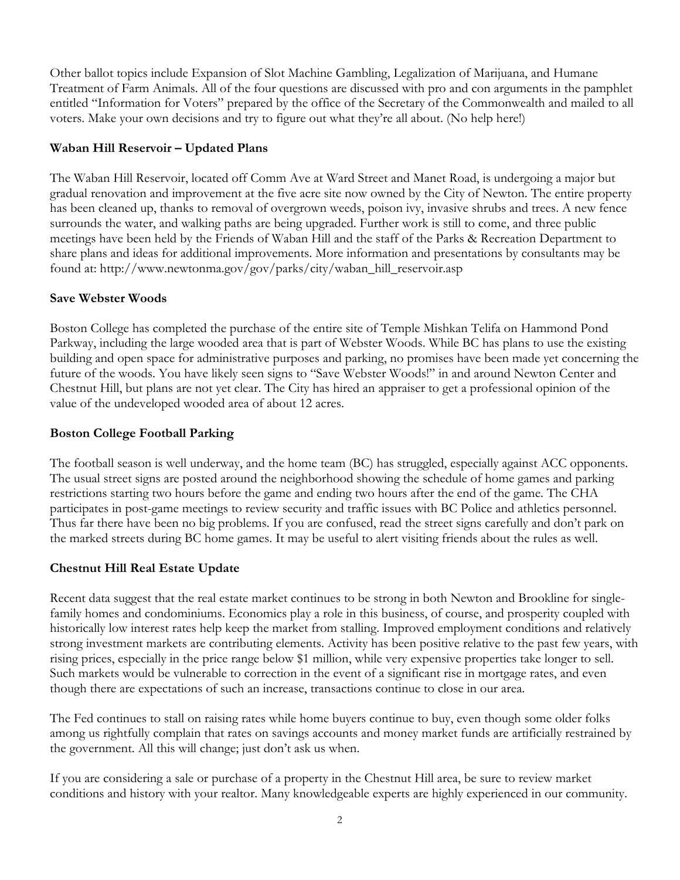Other ballot topics include Expansion of Slot Machine Gambling, Legalization of Marijuana, and Humane Treatment of Farm Animals. All of the four questions are discussed with pro and con arguments in the pamphlet entitled "Information for Voters" prepared by the office of the Secretary of the Commonwealth and mailed to all voters. Make your own decisions and try to figure out what they're all about. (No help here!)

**Waban Hill Reservoir – Updated Plans**

The Waban Hill Reservoir, located off Comm Ave at Ward Street and Manet Road, is undergoing a major but gradual renovation and improvement at the five acre site now owned by the City of Newton. The entire property has been cleaned up, thanks to removal of overgrown weeds, poison ivy, invasive shrubs and trees. A new fence surrounds the water, and walking paths are being upgraded. Further work is still to come, and three public meetings have been held by the Friends of Waban Hill and the staff of the Parks & Recreation Department to share plans and ideas for additional improvements. More information and presentations by consultants may be found at: http://www.newtonma.gov/gov/parks/city/waban_hill_reservoir.asp

**Save Webster Woods**

Boston College has completed the purchase of the entire site of Temple Mishkan Telifa on Hammond Pond Parkway, including the large wooded area that is part of Webster Woods. While BC has plans to use the existing building and open space for administrative purposes and parking, no promises have been made yet concerning the future of the woods. You have likely seen signs to "Save Webster Woods!" in and around Newton Center and Chestnut Hill, but plans are not yet clear. The City has hired an appraiser to get a professional opinion of the value of the undeveloped wooded area of about 12 acres.

**Boston College Football Parking**

The football season is well underway, and the home team (BC) has struggled, especially against ACC opponents. The usual street signs are posted around the neighborhood showing the schedule of home games and parking restrictions starting two hours before the game and ending two hours after the end of the game. The CHA participates in post-game meetings to review security and traffic issues with BC Police and athletics personnel. Thus far there have been no big problems. If you are confused, read the street signs carefully and don't park on the marked streets during BC home games. It may be useful to alert visiting friends about the rules as well.

**Chestnut Hill Real Estate Update**

Recent data suggest that the real estate market continues to be strong in both Newton and Brookline for single-family homes and condominiums. Economics play a role in this business, of course, and prosperity coupled with historically low interest rates help keep the market from stalling. Improved employment conditions and relatively strong investment markets are contributing elements. Activity has been positive relative to the past few years, with rising prices, especially in the price range below $1 million, while very expensive properties take longer to sell. Such markets would be vulnerable to correction in the event of a significant rise in mortgage rates, and even though there are expectations of such an increase, transactions continue to close in our area.

The Fed continues to stall on raising rates while home buyers continue to buy, even though some older folks among us rightfully complain that rates on savings accounts and money market funds are artificially restrained by the government. All this will change; just don't ask us when.

If you are considering a sale or purchase of a property in the Chestnut Hill area, be sure to review market conditions and history with your realtor. Many knowledgeable experts are highly experienced in our community.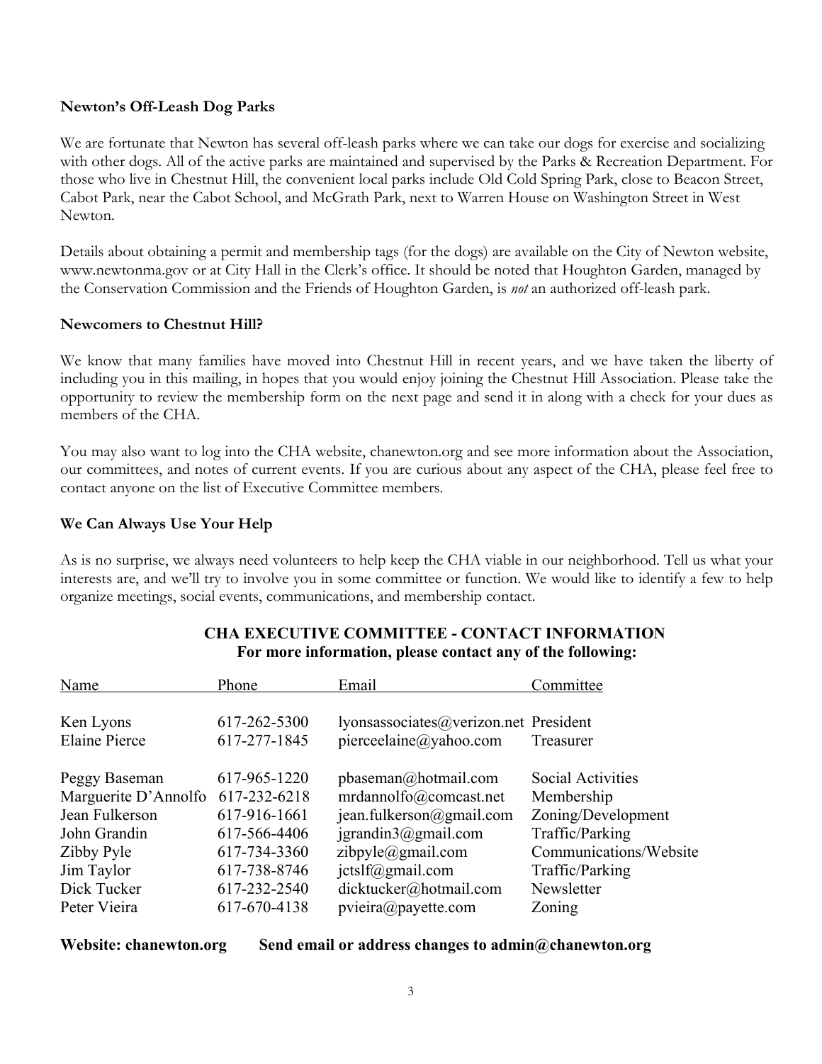**Newton's Off-Leash Dog Parks**

We are fortunate that Newton has several off-leash parks where we can take our dogs for exercise and socializing with other dogs. All of the active parks are maintained and supervised by the Parks & Recreation Department. For those who live in Chestnut Hill, the convenient local parks include Old Cold Spring Park, close to Beacon Street, Cabot Park, near the Cabot School, and McGrath Park, next to Warren House on Washington Street in West Newton.

Details about obtaining a permit and membership tags (for the dogs) are available on the City of Newton website, www.newtonma.gov or at City Hall in the Clerk's office. It should be noted that Houghton Garden, managed by the Conservation Commission and the Friends of Houghton Garden, is *not* an authorized off-leash park.

**Newcomers to Chestnut Hill?**

We know that many families have moved into Chestnut Hill in recent years, and we have taken the liberty of including you in this mailing, in hopes that you would enjoy joining the Chestnut Hill Association. Please take the opportunity to review the membership form on the next page and send it in along with a check for your dues as members of the CHA.

You may also want to log into the CHA website, chanewton.org and see more information about the Association, our committees, and notes of current events. If you are curious about any aspect of the CHA, please feel free to contact anyone on the list of Executive Committee members.

**We Can Always Use Your Help**

As is no surprise, we always need volunteers to help keep the CHA viable in our neighborhood. Tell us what your interests are, and we'll try to involve you in some committee or function. We would like to identify a few to help organize meetings, social events, communications, and membership contact.

**CHA EXECUTIVE COMMITTEE - CONTACT INFORMATION**
**For more information, please contact any of the following:**

| Name | Phone | Email | Committee |
|---|---|---|---|
| Ken Lyons | 617-262-5300 | lyonsassociates@verizon.net | President |
| Elaine Pierce | 617-277-1845 | pierceelaine@yahoo.com | Treasurer |
| Peggy Baseman | 617-965-1220 | pbaseman@hotmail.com | Social Activities |
| Marguerite D'Annolfo | 617-232-6218 | mrdannolfo@comcast.net | Membership |
| Jean Fulkerson | 617-916-1661 | jean.fulkerson@gmail.com | Zoning/Development |
| John Grandin | 617-566-4406 | jgrandin3@gmail.com | Traffic/Parking |
| Zibby Pyle | 617-734-3360 | zibpyle@gmail.com | Communications/Website |
| Jim Taylor | 617-738-8746 | jctslf@gmail.com | Traffic/Parking |
| Dick Tucker | 617-232-2540 | dicktucker@hotmail.com | Newsletter |
| Peter Vieira | 617-670-4138 | pvieira@payette.com | Zoning |

**Website: chanewton.org        Send email or address changes to admin@chanewton.org**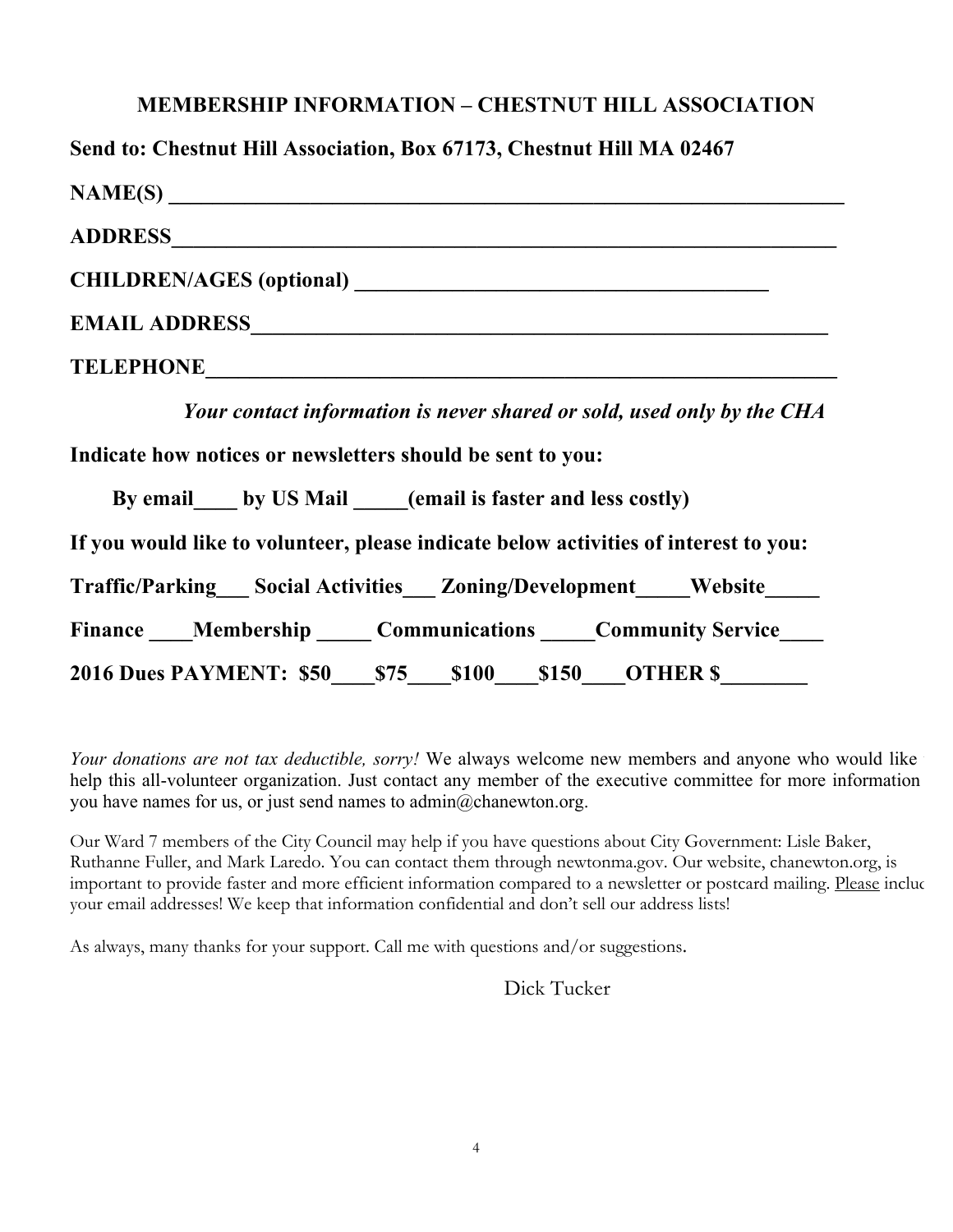## MEMBERSHIP INFORMATION – CHESTNUT HILL ASSOCIATION

**Send to: Chestnut Hill Association, Box 67173, Chestnut Hill MA 02467**

**NAME(S) ________________________________________________________________**

**ADDRESS_______________________________________________________________**

**CHILDREN/AGES (optional) _____________________________________**

**EMAIL ADDRESS_______________________________________________________**

**TELEPHONE____________________________________________________________**

***Your contact information is never shared or sold, used only by the CHA***

**Indicate how notices or newsletters should be sent to you:**

**By email____ by US Mail _____(email is faster and less costly)**

**If you would like to volunteer, please indicate below activities of interest to you:**

**Traffic/Parking___ Social Activities___ Zoning/Development_____Website_____**

**Finance ____Membership _____ Communications _____Community Service____**

**2016 Dues PAYMENT: $50____$75____$100____$150____OTHER $________**

*Your donations are not tax deductible, sorry!* We always welcome new members and anyone who would like help this all-volunteer organization. Just contact any member of the executive committee for more information you have names for us, or just send names to admin@chanewton.org.

Our Ward 7 members of the City Council may help if you have questions about City Government: Lisle Baker, Ruthanne Fuller, and Mark Laredo. You can contact them through newtonma.gov. Our website, chanewton.org, is important to provide faster and more efficient information compared to a newsletter or postcard mailing. Please incluc your email addresses! We keep that information confidential and don't sell our address lists!

As always, many thanks for your support. Call me with questions and/or suggestions.

Dick Tucker